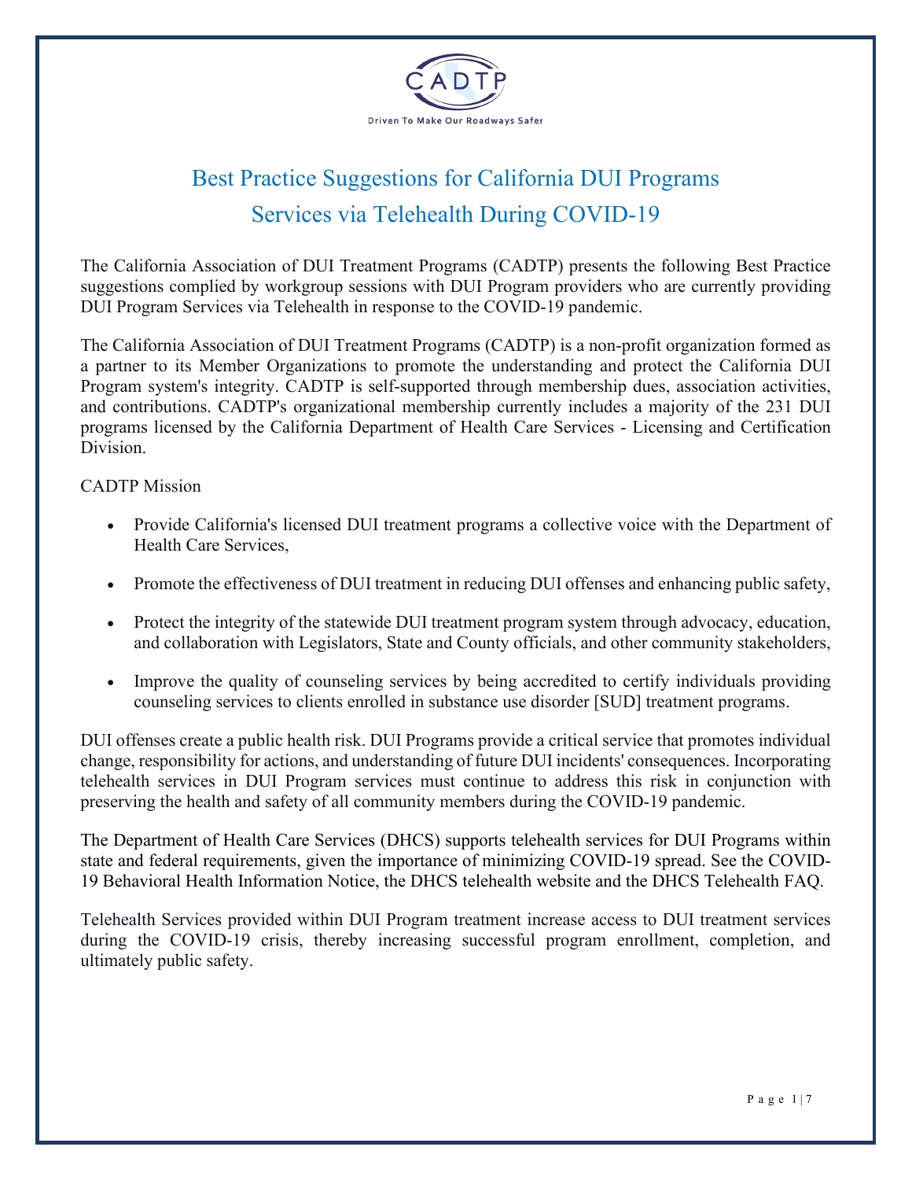CADTP

Driven To Make Our Roadways Safer

# Best Practice Suggestions for California DUI Programs Services via Telehealth During COVID-19

The California Association of DUI Treatment Programs (CADTP) presents the following Best Practice suggestions complied by workgroup sessions with DUI Program providers who are currently providing DUI Program Services via Telehealth in response to the COVID-19 pandemic.

The California Association of DUI Treatment Programs (CADTP) is a non-profit organization formed as a partner to its Member Organizations to promote the understanding and protect the California DUI Program system's integrity. CADTP is self-supported through membership dues, association activities, and contributions. CADTP's organizational membership currently includes a majority of the 231 DUI programs licensed by the California Department of Health Care Services - Licensing and Certification Division.

CADTP Mission

- Provide California's licensed DUI treatment programs a collective voice with the Department of Health Care Services,
- Promote the effectiveness of DUI treatment in reducing DUI offenses and enhancing public safety,
- Protect the integrity of the statewide DUI treatment program system through advocacy, education, and collaboration with Legislators, State and County officials, and other community stakeholders,
- Improve the quality of counseling services by being accredited to certify individuals providing counseling services to clients enrolled in substance use disorder [SUD] treatment programs.

DUI offenses create a public health risk. DUI Programs provide a critical service that promotes individual change, responsibility for actions, and understanding of future DUI incidents' consequences. Incorporating telehealth services in DUI Program services must continue to address this risk in conjunction with preserving the health and safety of all community members during the COVID-19 pandemic.

The Department of Health Care Services (DHCS) supports telehealth services for DUI Programs within state and federal requirements, given the importance of minimizing COVID-19 spread. See the COVID-19 Behavioral Health Information Notice, the DHCS telehealth website and the DHCS Telehealth FAQ.

Telehealth Services provided within DUI Program treatment increase access to DUI treatment services during the COVID-19 crisis, thereby increasing successful program enrollment, completion, and ultimately public safety.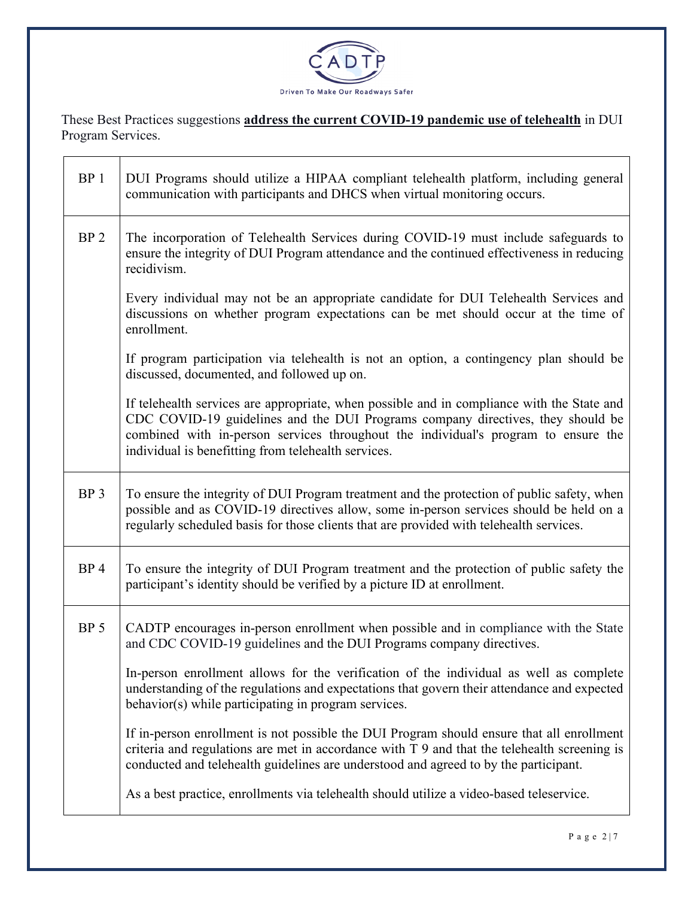These Best Practices suggestions **<u>address the current COVID-19 pandemic use of telehealth</u>** in DUI Program Services.

| | |
|---|---|
| BP 1 | DUI Programs should utilize a HIPAA compliant telehealth platform, including general communication with participants and DHCS when virtual monitoring occurs. |
| BP 2 | The incorporation of Telehealth Services during COVID-19 must include safeguards to ensure the integrity of DUI Program attendance and the continued effectiveness in reducing recidivism.<br><br>Every individual may not be an appropriate candidate for DUI Telehealth Services and discussions on whether program expectations can be met should occur at the time of enrollment.<br><br>If program participation via telehealth is not an option, a contingency plan should be discussed, documented, and followed up on.<br><br>If telehealth services are appropriate, when possible and in compliance with the State and CDC COVID-19 guidelines and the DUI Programs company directives, they should be combined with in-person services throughout the individual's program to ensure the individual is benefitting from telehealth services. |
| BP 3 | To ensure the integrity of DUI Program treatment and the protection of public safety, when possible and as COVID-19 directives allow, some in-person services should be held on a regularly scheduled basis for those clients that are provided with telehealth services. |
| BP 4 | To ensure the integrity of DUI Program treatment and the protection of public safety the participant's identity should be verified by a picture ID at enrollment. |
| BP 5 | CADTP encourages in-person enrollment when possible and in compliance with the State and CDC COVID-19 guidelines and the DUI Programs company directives.<br><br>In-person enrollment allows for the verification of the individual as well as complete understanding of the regulations and expectations that govern their attendance and expected behavior(s) while participating in program services.<br><br>If in-person enrollment is not possible the DUI Program should ensure that all enrollment criteria and regulations are met in accordance with T 9 and that the telehealth screening is conducted and telehealth guidelines are understood and agreed to by the participant.<br><br>As a best practice, enrollments via telehealth should utilize a video-based teleservice. |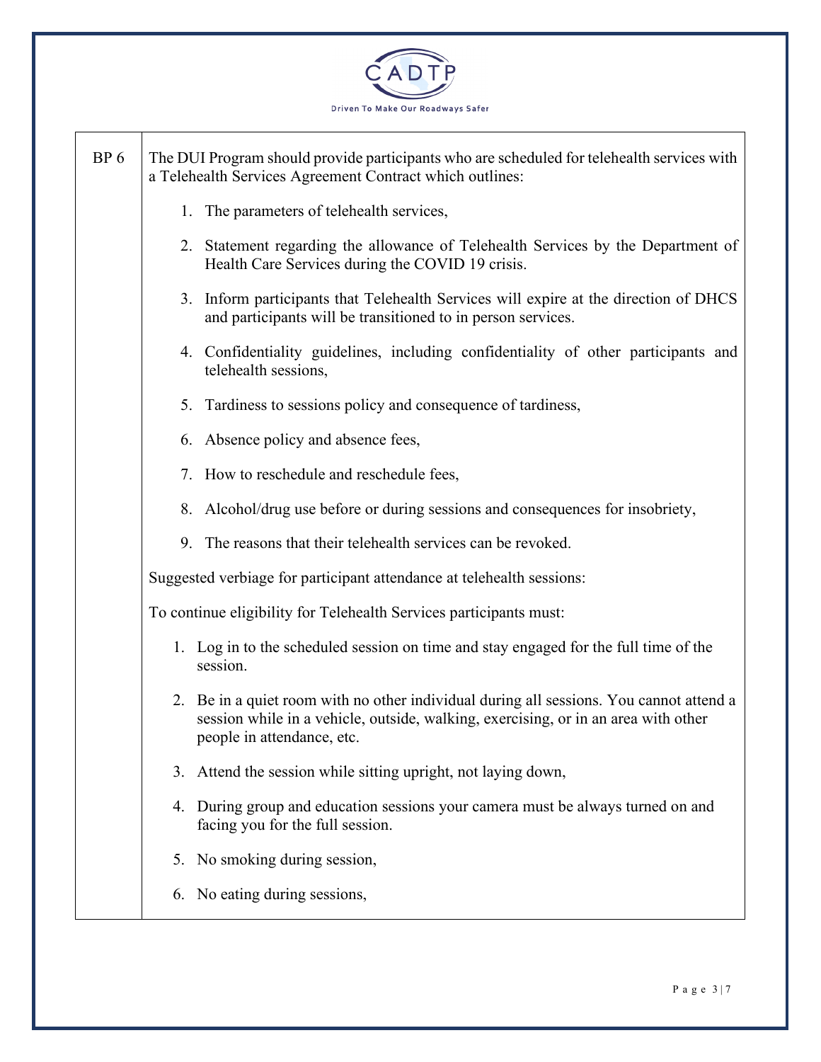| | |
|---|---|
| BP 6 | The DUI Program should provide participants who are scheduled for telehealth services with a Telehealth Services Agreement Contract which outlines:<br><br>1. The parameters of telehealth services,<br>2. Statement regarding the allowance of Telehealth Services by the Department of Health Care Services during the COVID 19 crisis.<br>3. Inform participants that Telehealth Services will expire at the direction of DHCS and participants will be transitioned to in person services.<br>4. Confidentiality guidelines, including confidentiality of other participants and telehealth sessions,<br>5. Tardiness to sessions policy and consequence of tardiness,<br>6. Absence policy and absence fees,<br>7. How to reschedule and reschedule fees,<br>8. Alcohol/drug use before or during sessions and consequences for insobriety,<br>9. The reasons that their telehealth services can be revoked.<br><br>Suggested verbiage for participant attendance at telehealth sessions:<br><br>To continue eligibility for Telehealth Services participants must:<br><br>1. Log in to the scheduled session on time and stay engaged for the full time of the session.<br>2. Be in a quiet room with no other individual during all sessions. You cannot attend a session while in a vehicle, outside, walking, exercising, or in an area with other people in attendance, etc.<br>3. Attend the session while sitting upright, not laying down,<br>4. During group and education sessions your camera must be always turned on and facing you for the full session.<br>5. No smoking during session,<br>6. No eating during sessions, |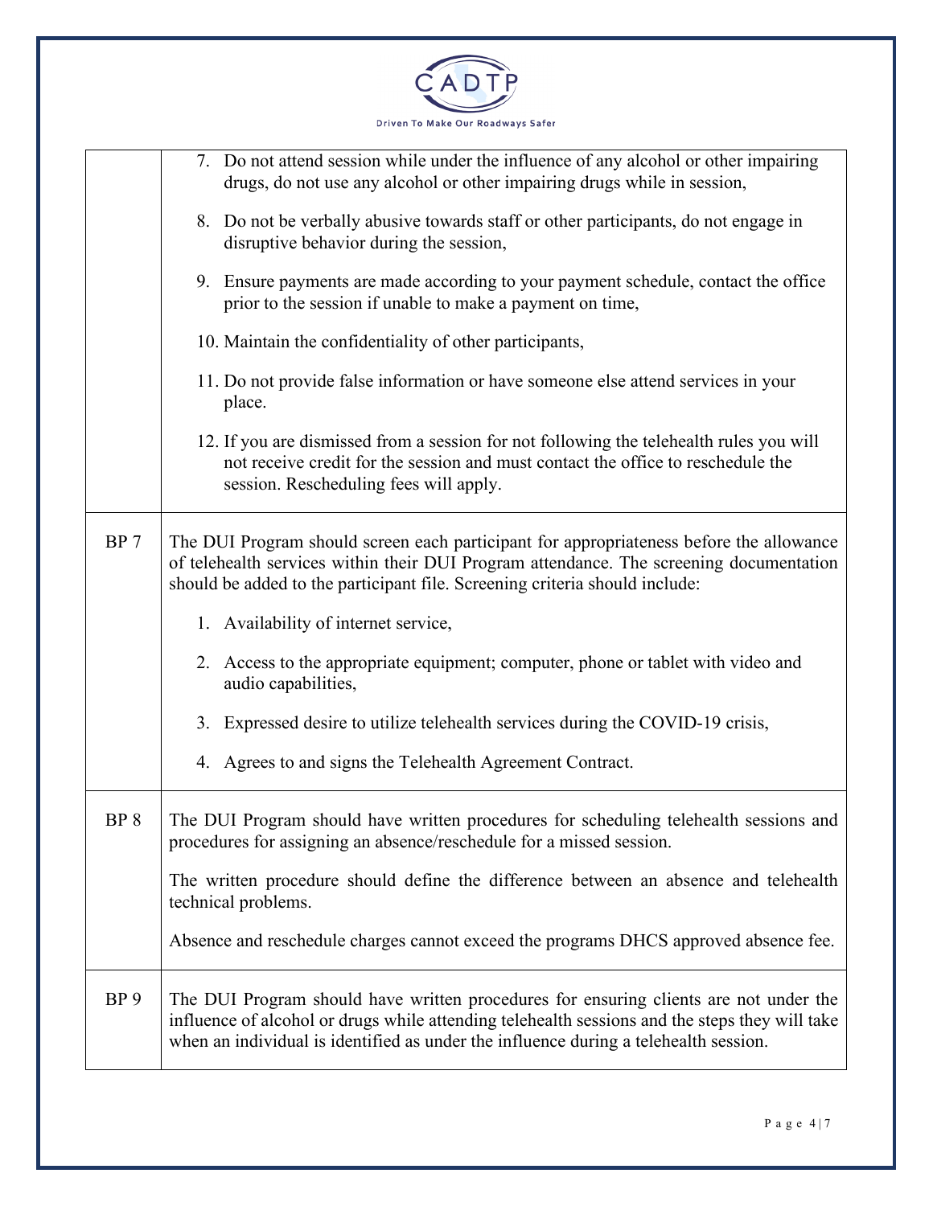| | |
|---|---|
| | 7. Do not attend session while under the influence of any alcohol or other impairing drugs, do not use any alcohol or other impairing drugs while in session,<br><br>8. Do not be verbally abusive towards staff or other participants, do not engage in disruptive behavior during the session,<br><br>9. Ensure payments are made according to your payment schedule, contact the office prior to the session if unable to make a payment on time,<br><br>10. Maintain the confidentiality of other participants,<br><br>11. Do not provide false information or have someone else attend services in your place.<br><br>12. If you are dismissed from a session for not following the telehealth rules you will not receive credit for the session and must contact the office to reschedule the session. Rescheduling fees will apply. |
| BP 7 | The DUI Program should screen each participant for appropriateness before the allowance of telehealth services within their DUI Program attendance. The screening documentation should be added to the participant file. Screening criteria should include:<br><br>1. Availability of internet service,<br><br>2. Access to the appropriate equipment; computer, phone or tablet with video and audio capabilities,<br><br>3. Expressed desire to utilize telehealth services during the COVID-19 crisis,<br><br>4. Agrees to and signs the Telehealth Agreement Contract. |
| BP 8 | The DUI Program should have written procedures for scheduling telehealth sessions and procedures for assigning an absence/reschedule for a missed session.<br><br>The written procedure should define the difference between an absence and telehealth technical problems.<br><br>Absence and reschedule charges cannot exceed the programs DHCS approved absence fee. |
| BP 9 | The DUI Program should have written procedures for ensuring clients are not under the influence of alcohol or drugs while attending telehealth sessions and the steps they will take when an individual is identified as under the influence during a telehealth session. |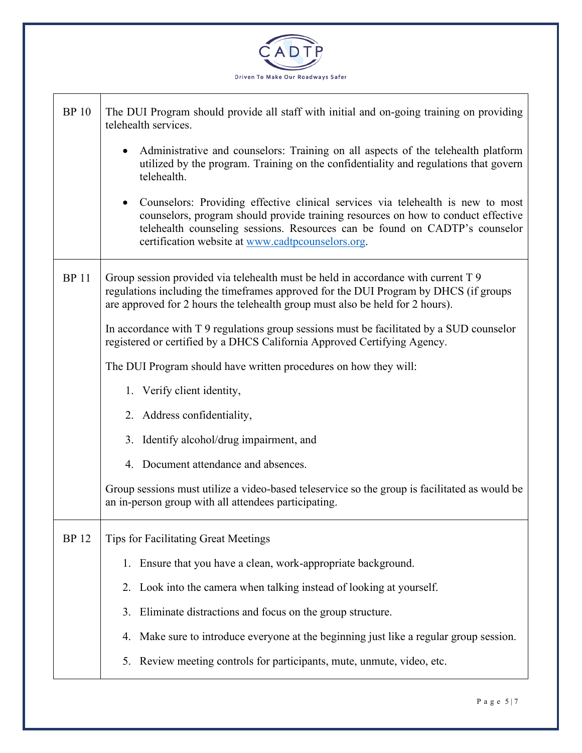CADTP

Driven To Make Our Roadways Safer

| | |
|---|---|
| BP 10 | The DUI Program should provide all staff with initial and on-going training on providing telehealth services.<br><br>• Administrative and counselors: Training on all aspects of the telehealth platform utilized by the program. Training on the confidentiality and regulations that govern telehealth.<br><br>• Counselors: Providing effective clinical services via telehealth is new to most counselors, program should provide training resources on how to conduct effective telehealth counseling sessions. Resources can be found on CADTP's counselor certification website at [www.cadtpcounselors.org](http://www.cadtpcounselors.org). |
| BP 11 | Group session provided via telehealth must be held in accordance with current T 9 regulations including the timeframes approved for the DUI Program by DHCS (if groups are approved for 2 hours the telehealth group must also be held for 2 hours).<br><br>In accordance with T 9 regulations group sessions must be facilitated by a SUD counselor registered or certified by a DHCS California Approved Certifying Agency.<br><br>The DUI Program should have written procedures on how they will:<br><br>1. Verify client identity,<br>2. Address confidentiality,<br>3. Identify alcohol/drug impairment, and<br>4. Document attendance and absences.<br><br>Group sessions must utilize a video-based teleservice so the group is facilitated as would be an in-person group with all attendees participating. |
| BP 12 | Tips for Facilitating Great Meetings<br><br>1. Ensure that you have a clean, work-appropriate background.<br>2. Look into the camera when talking instead of looking at yourself.<br>3. Eliminate distractions and focus on the group structure.<br>4. Make sure to introduce everyone at the beginning just like a regular group session.<br>5. Review meeting controls for participants, mute, unmute, video, etc. |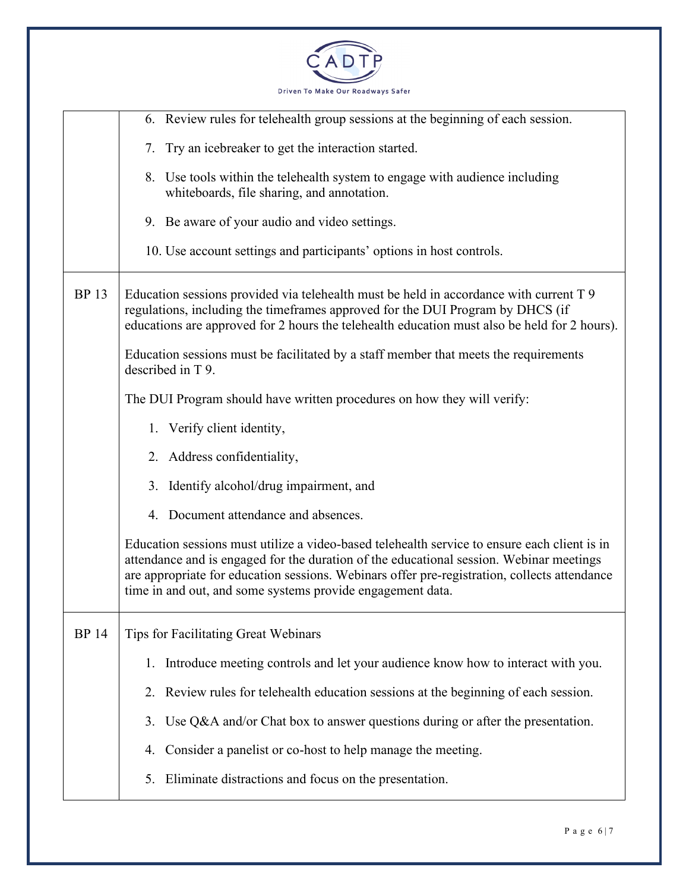| | |
|---|---|
| | 6. Review rules for telehealth group sessions at the beginning of each session.<br><br>7. Try an icebreaker to get the interaction started.<br><br>8. Use tools within the telehealth system to engage with audience including whiteboards, file sharing, and annotation.<br><br>9. Be aware of your audio and video settings.<br><br>10. Use account settings and participants' options in host controls. |
| BP 13 | Education sessions provided via telehealth must be held in accordance with current T 9 regulations, including the timeframes approved for the DUI Program by DHCS (if educations are approved for 2 hours the telehealth education must also be held for 2 hours).<br><br>Education sessions must be facilitated by a staff member that meets the requirements described in T 9.<br><br>The DUI Program should have written procedures on how they will verify:<br><br>1. Verify client identity,<br><br>2. Address confidentiality,<br><br>3. Identify alcohol/drug impairment, and<br><br>4. Document attendance and absences.<br><br>Education sessions must utilize a video-based telehealth service to ensure each client is in attendance and is engaged for the duration of the educational session. Webinar meetings are appropriate for education sessions. Webinars offer pre-registration, collects attendance time in and out, and some systems provide engagement data. |
| BP 14 | Tips for Facilitating Great Webinars<br><br>1. Introduce meeting controls and let your audience know how to interact with you.<br><br>2. Review rules for telehealth education sessions at the beginning of each session.<br><br>3. Use Q&A and/or Chat box to answer questions during or after the presentation.<br><br>4. Consider a panelist or co-host to help manage the meeting.<br><br>5. Eliminate distractions and focus on the presentation. |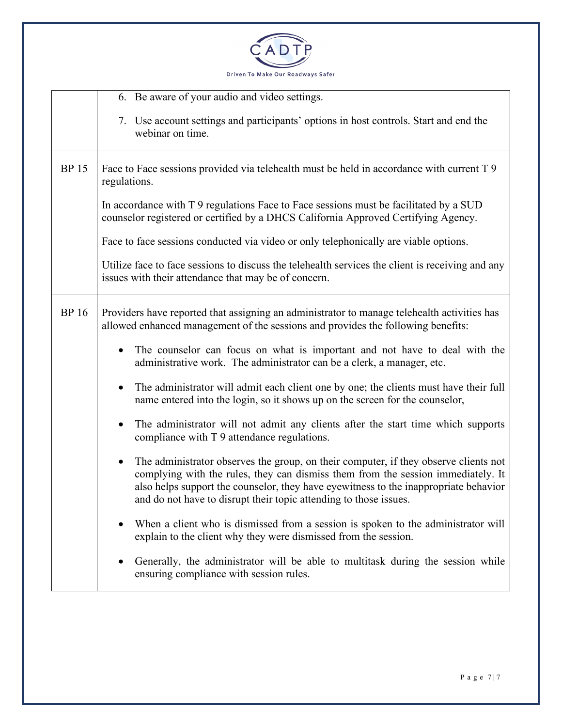| | |
|---|---|
| | 6. Be aware of your audio and video settings.<br><br>7. Use account settings and participants' options in host controls. Start and end the webinar on time. |
| BP 15 | Face to Face sessions provided via telehealth must be held in accordance with current T 9 regulations.<br><br>In accordance with T 9 regulations Face to Face sessions must be facilitated by a SUD counselor registered or certified by a DHCS California Approved Certifying Agency.<br><br>Face to face sessions conducted via video or only telephonically are viable options.<br><br>Utilize face to face sessions to discuss the telehealth services the client is receiving and any issues with their attendance that may be of concern. |
| BP 16 | Providers have reported that assigning an administrator to manage telehealth activities has allowed enhanced management of the sessions and provides the following benefits:<br><br>• The counselor can focus on what is important and not have to deal with the administrative work. The administrator can be a clerk, a manager, etc.<br><br>• The administrator will admit each client one by one; the clients must have their full name entered into the login, so it shows up on the screen for the counselor,<br><br>• The administrator will not admit any clients after the start time which supports compliance with T 9 attendance regulations.<br><br>• The administrator observes the group, on their computer, if they observe clients not complying with the rules, they can dismiss them from the session immediately. It also helps support the counselor, they have eyewitness to the inappropriate behavior and do not have to disrupt their topic attending to those issues.<br><br>• When a client who is dismissed from a session is spoken to the administrator will explain to the client why they were dismissed from the session.<br><br>• Generally, the administrator will be able to multitask during the session while ensuring compliance with session rules. |